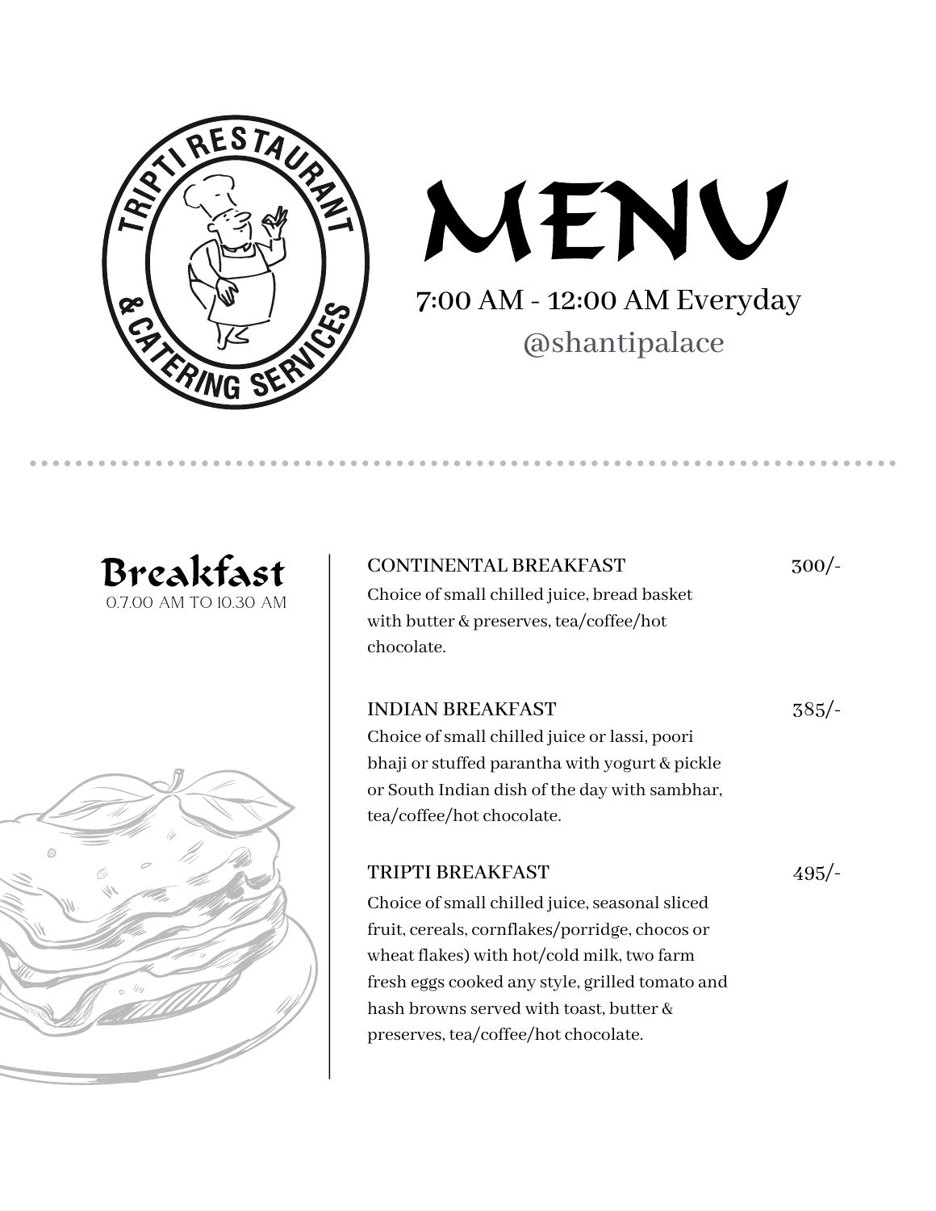TRIPTI RESTAURANT & CATERING SERVICES

# MENU

7:00 AM - 12:00 AM Everyday

@shantipalace

## Breakfast

0.7.00 AM TO 10.30 AM

**CONTINENTAL BREAKFAST** 300/-

Choice of small chilled juice, bread basket with butter & preserves, tea/coffee/hot chocolate.

**INDIAN BREAKFAST** 385/-

Choice of small chilled juice or lassi, poori bhaji or stuffed parantha with yogurt & pickle or South Indian dish of the day with sambhar, tea/coffee/hot chocolate.

**TRIPTI BREAKFAST** 495/-

Choice of small chilled juice, seasonal sliced fruit, cereals, cornflakes/porridge, chocos or wheat flakes) with hot/cold milk, two farm fresh eggs cooked any style, grilled tomato and hash browns served with toast, butter & preserves, tea/coffee/hot chocolate.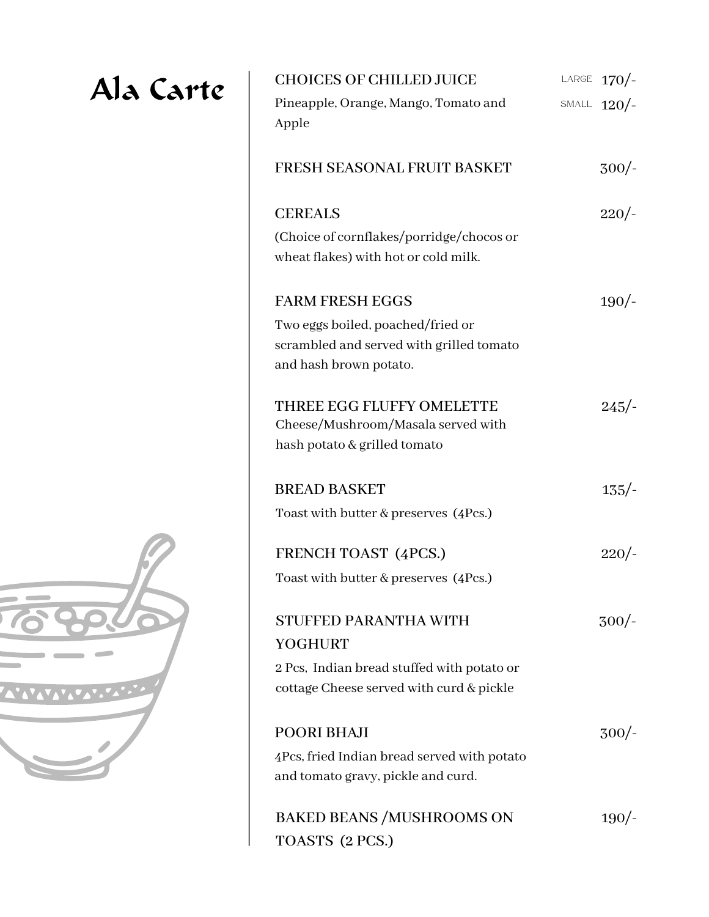# Ala Carte

**CHOICES OF CHILLED JUICE** — LARGE 170/- | SMALL 120/-

Pineapple, Orange, Mango, Tomato and Apple

**FRESH SEASONAL FRUIT BASKET** — 300/-

**CEREALS** — 220/-

(Choice of cornflakes/porridge/chocos or wheat flakes) with hot or cold milk.

**FARM FRESH EGGS** — 190/-

Two eggs boiled, poached/fried or scrambled and served with grilled tomato and hash brown potato.

**THREE EGG FLUFFY OMELETTE** — 245/-

Cheese/Mushroom/Masala served with hash potato & grilled tomato

**BREAD BASKET** — 135/-

Toast with butter & preserves (4Pcs.)

**FRENCH TOAST (4PCS.)** — 220/-

Toast with butter & preserves (4Pcs.)

**STUFFED PARANTHA WITH YOGHURT** — 300/-

2 Pcs, Indian bread stuffed with potato or cottage Cheese served with curd & pickle

**POORI BHAJI** — 300/-

4Pcs, fried Indian bread served with potato and tomato gravy, pickle and curd.

**BAKED BEANS /MUSHROOMS ON TOASTS (2 PCS.)** — 190/-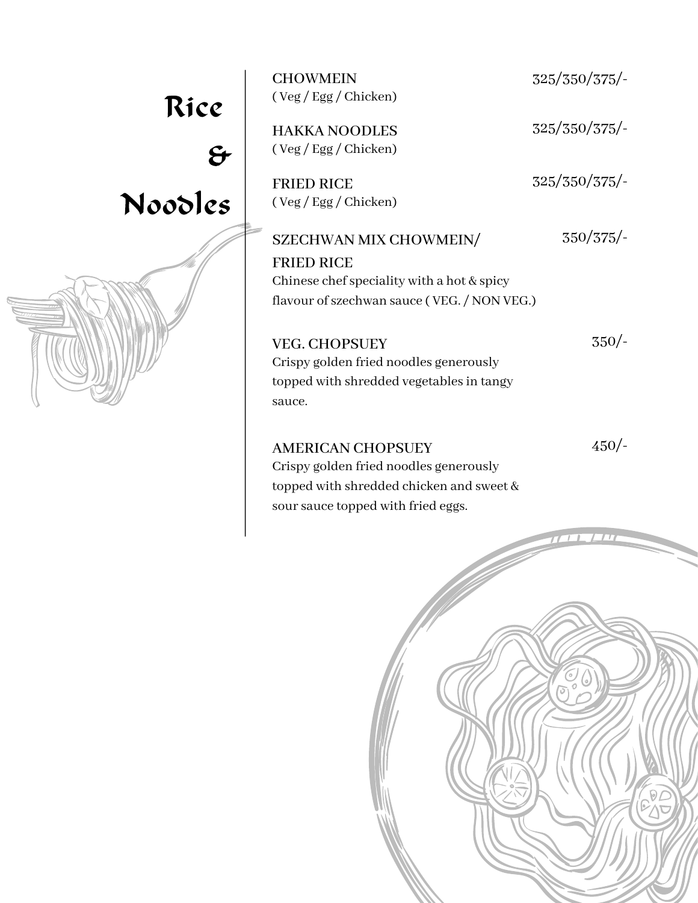# Rice & Noodles

**CHOWMEIN** — 325/350/375/-
( Veg / Egg / Chicken)

**HAKKA NOODLES** — 325/350/375/-
( Veg / Egg / Chicken)

**FRIED RICE** — 325/350/375/-
( Veg / Egg / Chicken)

**SZECHWAN MIX CHOWMEIN/ FRIED RICE** — 350/375/-
Chinese chef speciality with a hot & spicy flavour of szechwan sauce ( VEG. / NON VEG.)

**VEG. CHOPSUEY** — 350/-
Crispy golden fried noodles generously topped with shredded vegetables in tangy sauce.

**AMERICAN CHOPSUEY** — 450/-
Crispy golden fried noodles generously topped with shredded chicken and sweet & sour sauce topped with fried eggs.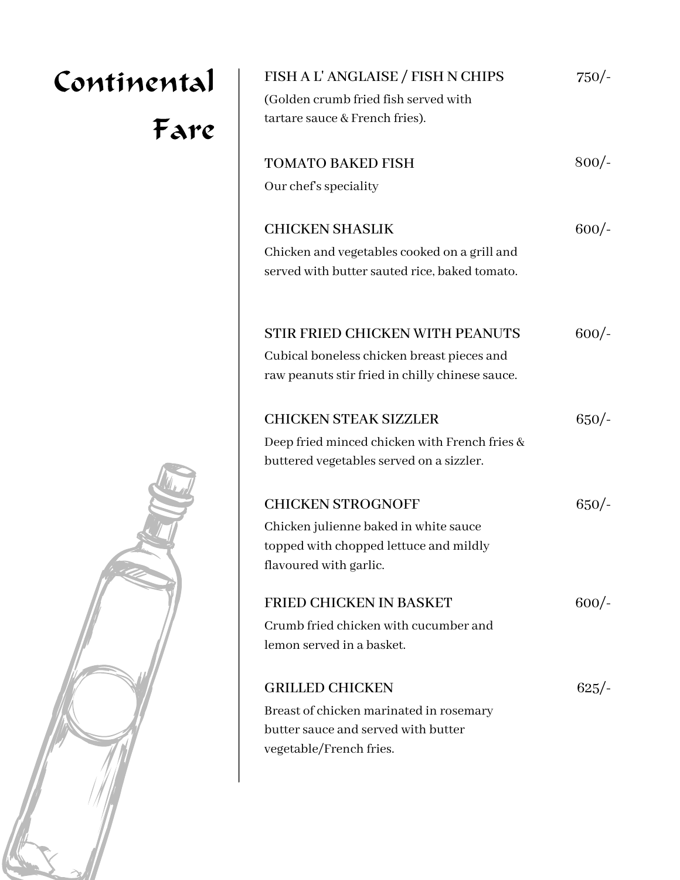# Continental Fare

**FISH A L' ANGLAISE / FISH N CHIPS** — 750/-

(Golden crumb fried fish served with tartare sauce & French fries).

**TOMATO BAKED FISH** — 800/-

Our chef's speciality

**CHICKEN SHASLIK** — 600/-

Chicken and vegetables cooked on a grill and served with butter sauted rice, baked tomato.

**STIR FRIED CHICKEN WITH PEANUTS** — 600/-

Cubical boneless chicken breast pieces and raw peanuts stir fried in chilly chinese sauce.

**CHICKEN STEAK SIZZLER** — 650/-

Deep fried minced chicken with French fries & buttered vegetables served on a sizzler.

**CHICKEN STROGNOFF** — 650/-

Chicken julienne baked in white sauce topped with chopped lettuce and mildly flavoured with garlic.

**FRIED CHICKEN IN BASKET** — 600/-

Crumb fried chicken with cucumber and lemon served in a basket.

**GRILLED CHICKEN** — 625/-

Breast of chicken marinated in rosemary butter sauce and served with butter vegetable/French fries.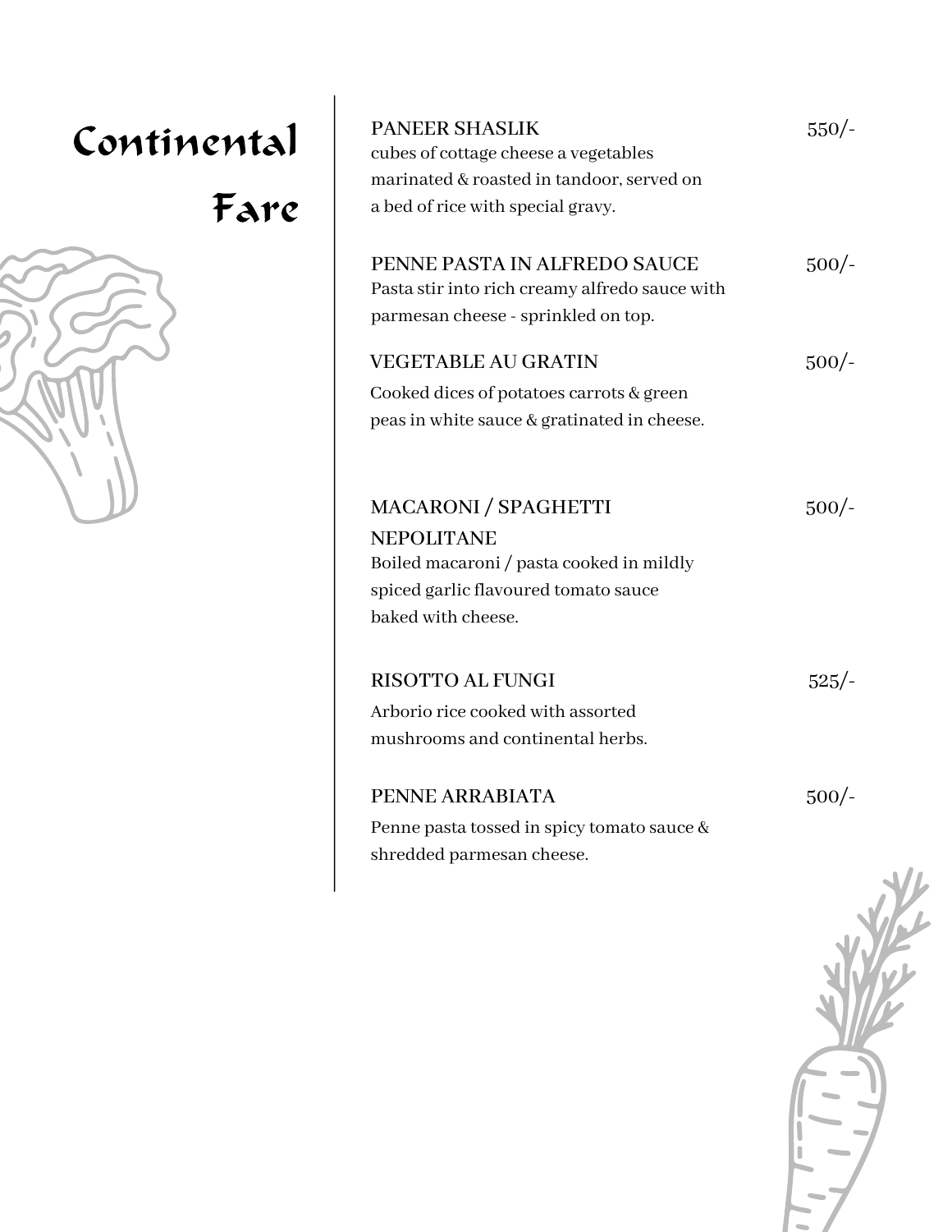# Continental Fare

**PANEER SHASLIK** — 550/-

cubes of cottage cheese a vegetables marinated & roasted in tandoor, served on a bed of rice with special gravy.

**PENNE PASTA IN ALFREDO SAUCE** — 500/-

Pasta stir into rich creamy alfredo sauce with parmesan cheese - sprinkled on top.

**VEGETABLE AU GRATIN** — 500/-

Cooked dices of potatoes carrots & green peas in white sauce & gratinated in cheese.

**MACARONI / SPAGHETTI NEPOLITANE** — 500/-

Boiled macaroni / pasta cooked in mildly spiced garlic flavoured tomato sauce baked with cheese.

**RISOTTO AL FUNGI** — 525/-

Arborio rice cooked with assorted mushrooms and continental herbs.

**PENNE ARRABIATA** — 500/-

Penne pasta tossed in spicy tomato sauce & shredded parmesan cheese.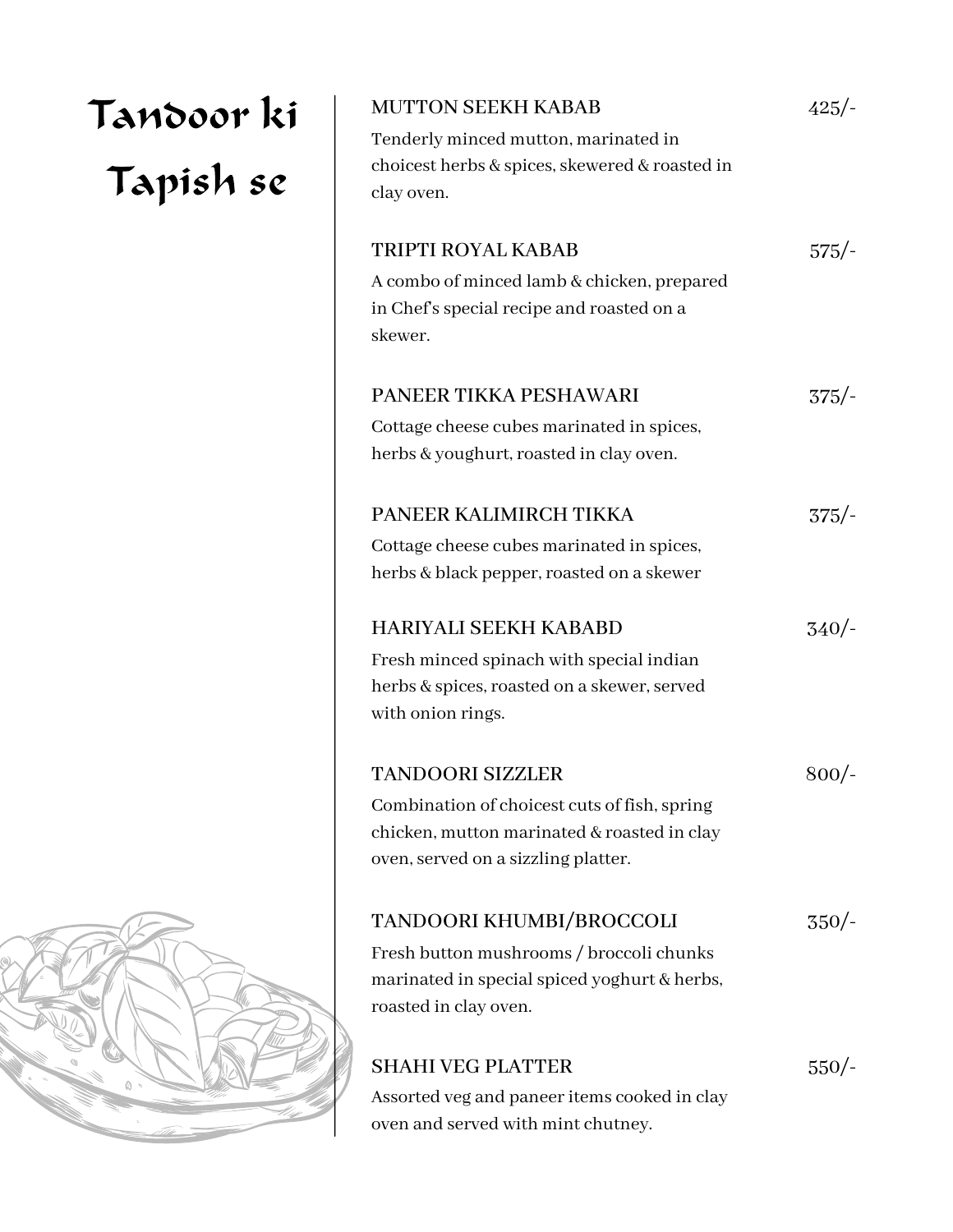# Tandoor ki Tapish se

### MUTTON SEEKH KABAB — 425/-

Tenderly minced mutton, marinated in choicest herbs & spices, skewered & roasted in clay oven.

### TRIPTI ROYAL KABAB — 575/-

A combo of minced lamb & chicken, prepared in Chef's special recipe and roasted on a skewer.

### PANEER TIKKA PESHAWARI — 375/-

Cottage cheese cubes marinated in spices, herbs & youghurt, roasted in clay oven.

### PANEER KALIMIRCH TIKKA — 375/-

Cottage cheese cubes marinated in spices, herbs & black pepper, roasted on a skewer

### HARIYALI SEEKH KABABD — 340/-

Fresh minced spinach with special indian herbs & spices, roasted on a skewer, served with onion rings.

### TANDOORI SIZZLER — 800/-

Combination of choicest cuts of fish, spring chicken, mutton marinated & roasted in clay oven, served on a sizzling platter.

### TANDOORI KHUMBI/BROCCOLI — 350/-

Fresh button mushrooms / broccoli chunks marinated in special spiced yoghurt & herbs, roasted in clay oven.

### SHAHI VEG PLATTER — 550/-

Assorted veg and paneer items cooked in clay oven and served with mint chutney.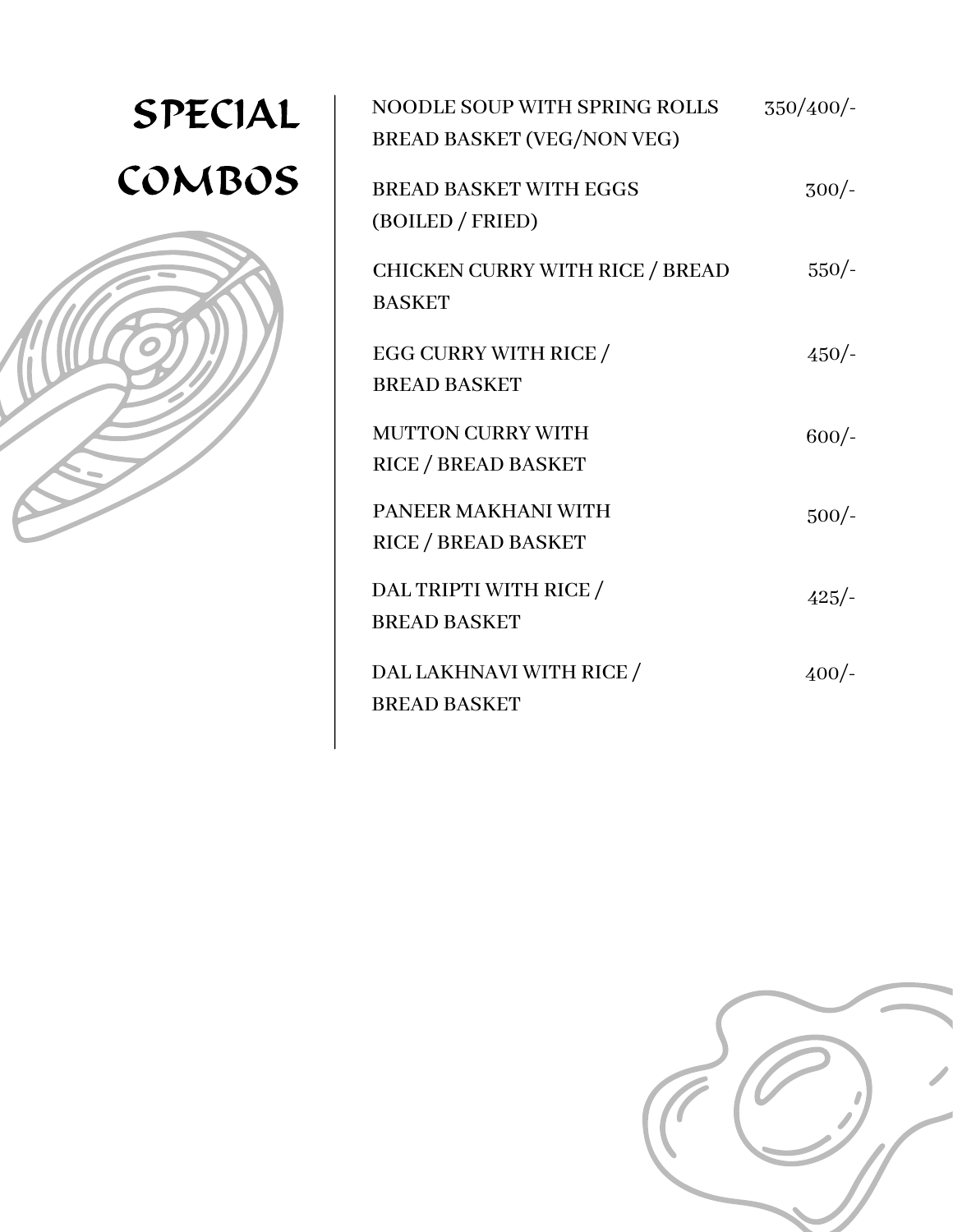# SPECIAL COMBOS

| Item | Price |
| --- | --- |
| NOODLE SOUP WITH SPRING ROLLS BREAD BASKET (VEG/NON VEG) | 350/400/- |
| BREAD BASKET WITH EGGS (BOILED / FRIED) | 300/- |
| CHICKEN CURRY WITH RICE / BREAD BASKET | 550/- |
| EGG CURRY WITH RICE / BREAD BASKET | 450/- |
| MUTTON CURRY WITH RICE / BREAD BASKET | 600/- |
| PANEER MAKHANI WITH RICE / BREAD BASKET | 500/- |
| DAL TRIPTI WITH RICE / BREAD BASKET | 425/- |
| DAL LAKHNAVI WITH RICE / BREAD BASKET | 400/- |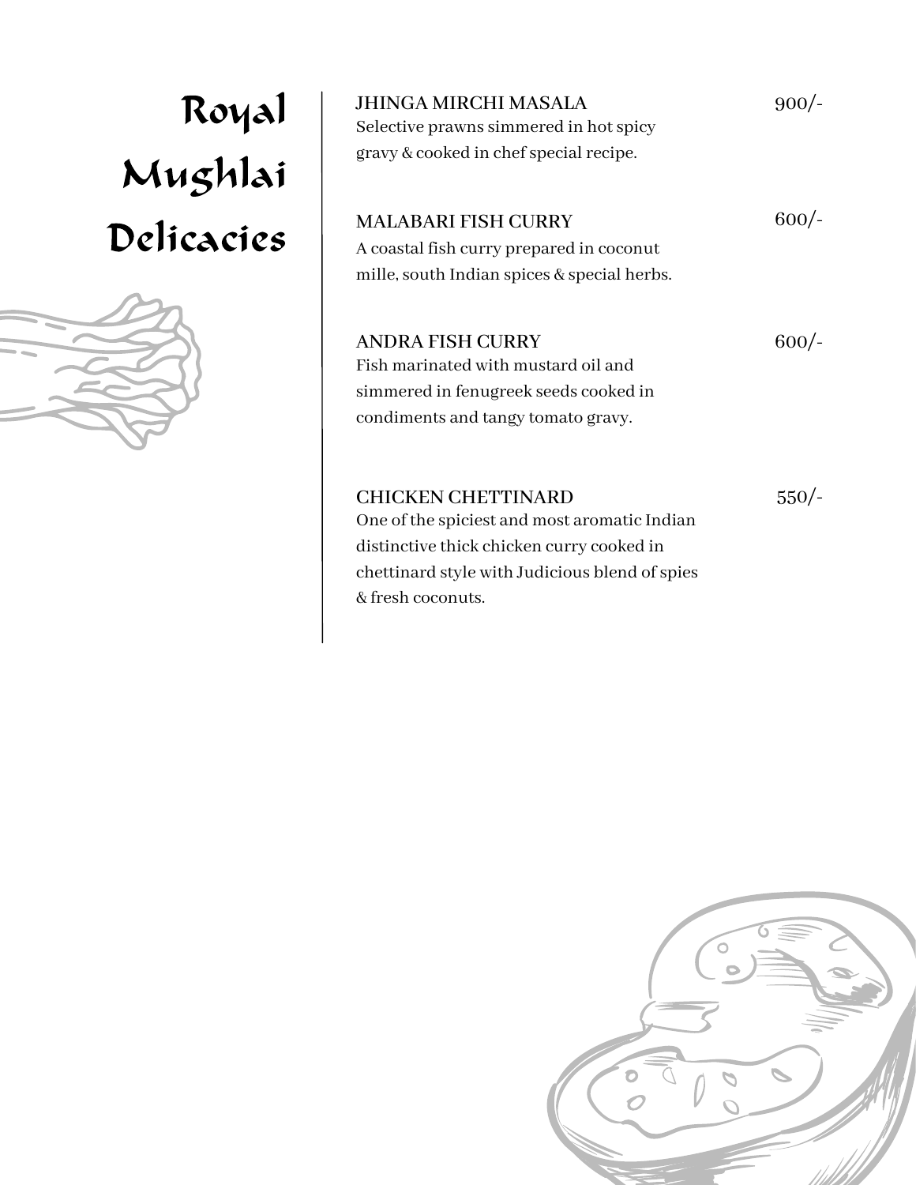# Royal Mughlai Delicacies

**JHINGA MIRCHI MASALA** 900/-

Selective prawns simmered in hot spicy gravy & cooked in chef special recipe.

**MALABARI FISH CURRY** 600/-

A coastal fish curry prepared in coconut mille, south Indian spices & special herbs.

**ANDRA FISH CURRY** 600/-

Fish marinated with mustard oil and simmered in fenugreek seeds cooked in condiments and tangy tomato gravy.

**CHICKEN CHETTINARD** 550/-

One of the spiciest and most aromatic Indian distinctive thick chicken curry cooked in chettinard style with Judicious blend of spies & fresh coconuts.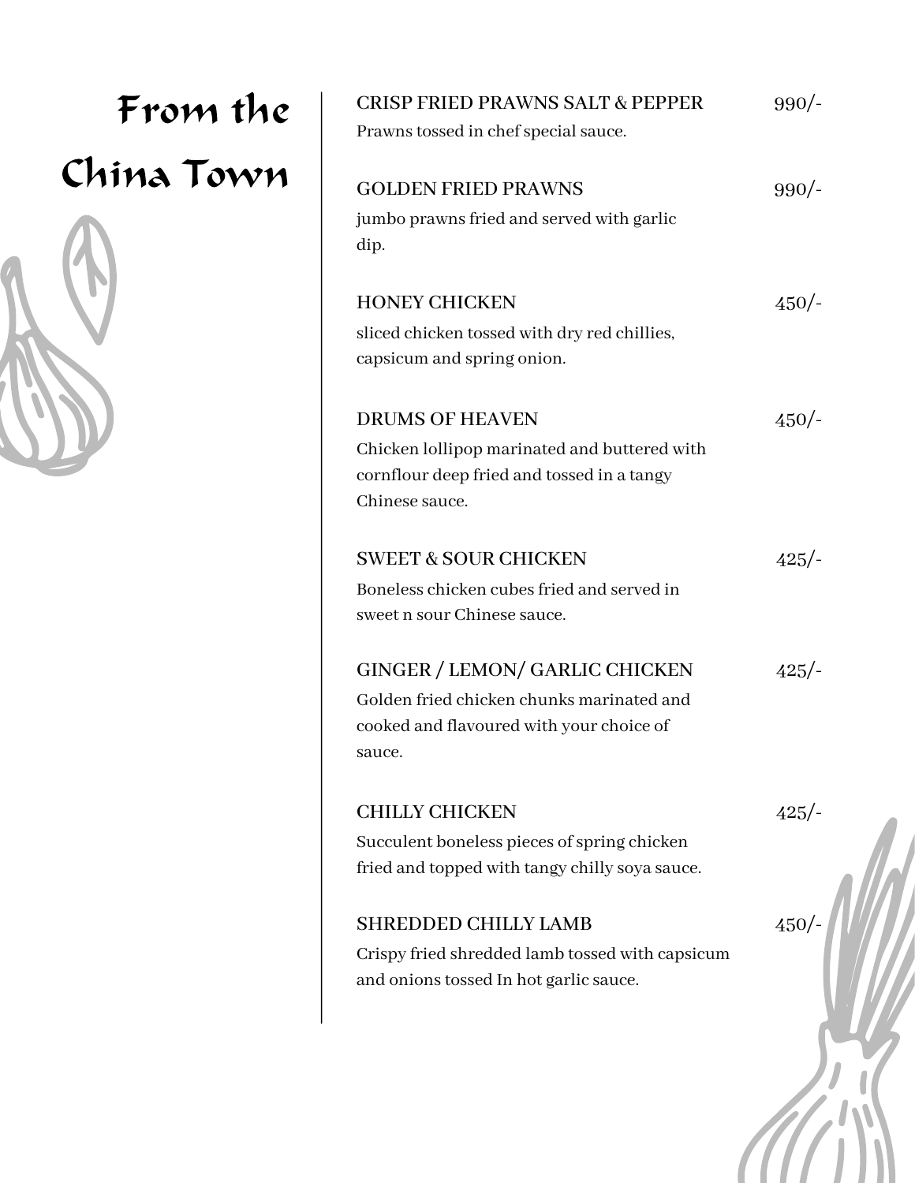# From the China Town

**CRISP FRIED PRAWNS SALT & PEPPER** 990/-

Prawns tossed in chef special sauce.

**GOLDEN FRIED PRAWNS** 990/-

jumbo prawns fried and served with garlic dip.

**HONEY CHICKEN** 450/-

sliced chicken tossed with dry red chillies, capsicum and spring onion.

**DRUMS OF HEAVEN** 450/-

Chicken lollipop marinated and buttered with cornflour deep fried and tossed in a tangy Chinese sauce.

**SWEET & SOUR CHICKEN** 425/-

Boneless chicken cubes fried and served in sweet n sour Chinese sauce.

**GINGER / LEMON/ GARLIC CHICKEN** 425/-

Golden fried chicken chunks marinated and cooked and flavoured with your choice of sauce.

**CHILLY CHICKEN** 425/-

Succulent boneless pieces of spring chicken fried and topped with tangy chilly soya sauce.

**SHREDDED CHILLY LAMB** 450/-

Crispy fried shredded lamb tossed with capsicum and onions tossed In hot garlic sauce.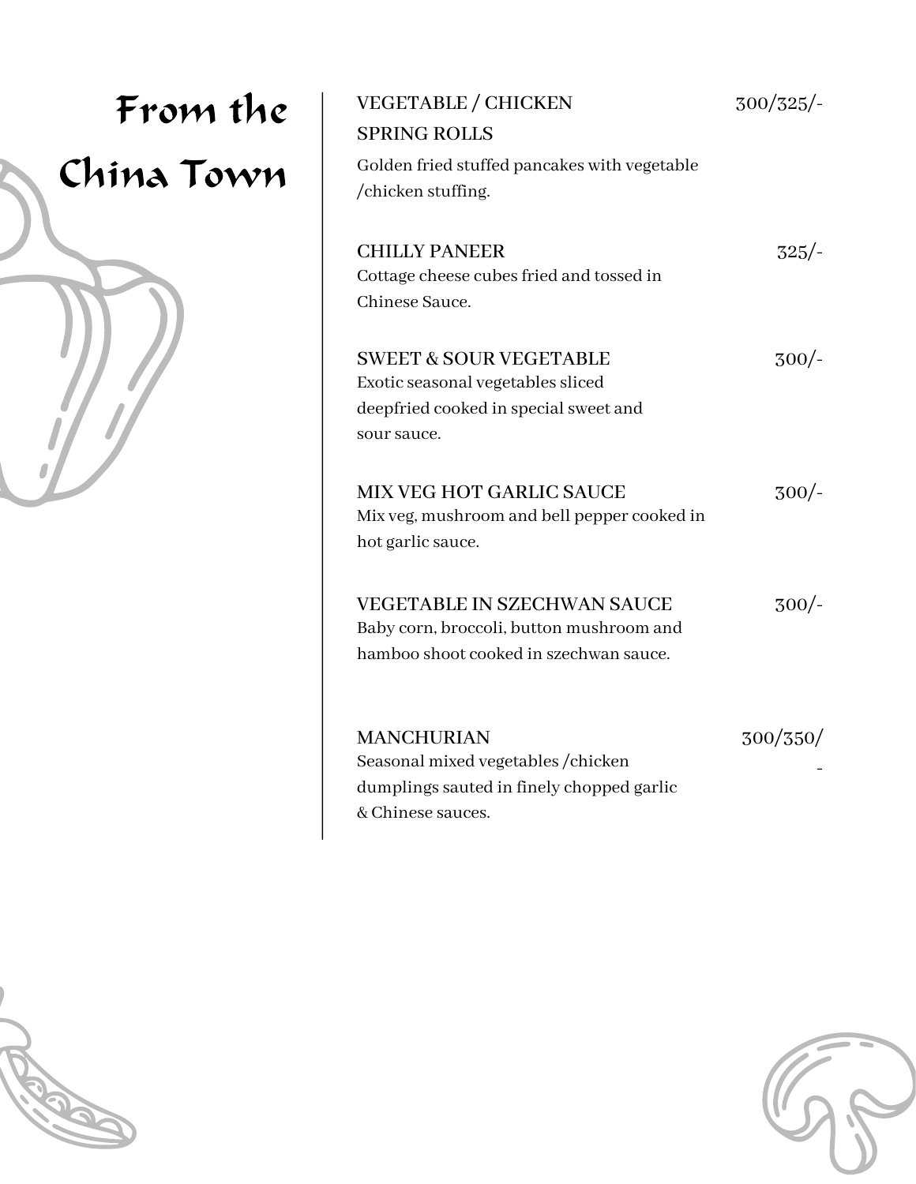# From the China Town

**VEGETABLE / CHICKEN SPRING ROLLS** — 300/325/-

Golden fried stuffed pancakes with vegetable /chicken stuffing.

**CHILLY PANEER** — 325/-

Cottage cheese cubes fried and tossed in Chinese Sauce.

**SWEET & SOUR VEGETABLE** — 300/-

Exotic seasonal vegetables sliced deepfried cooked in special sweet and sour sauce.

**MIX VEG HOT GARLIC SAUCE** — 300/-

Mix veg, mushroom and bell pepper cooked in hot garlic sauce.

**VEGETABLE IN SZECHWAN SAUCE** — 300/-

Baby corn, broccoli, button mushroom and hamboo shoot cooked in szechwan sauce.

**MANCHURIAN** — 300/350/-

Seasonal mixed vegetables /chicken dumplings sauted in finely chopped garlic & Chinese sauces.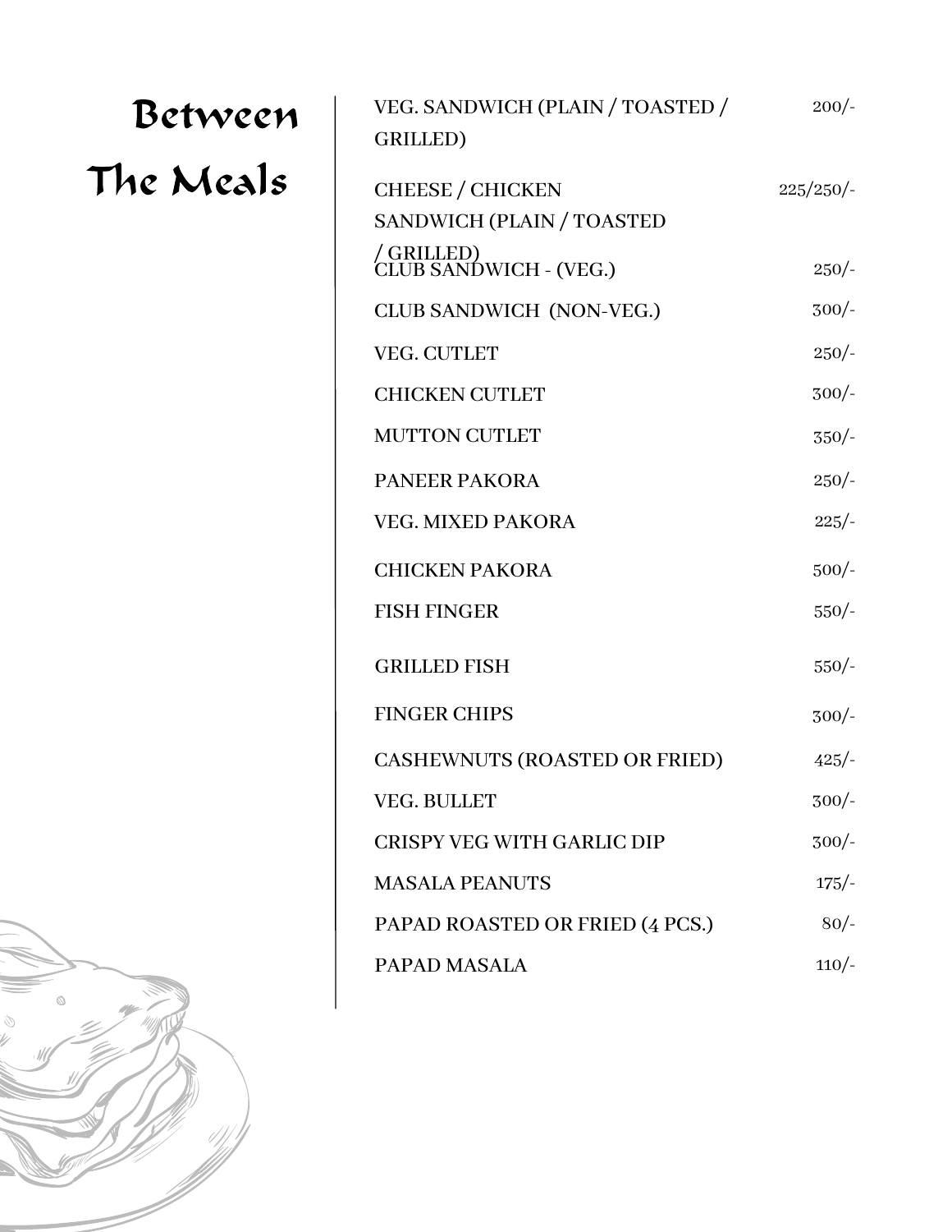# Between The Meals

| Item | Price |
|---|---|
| VEG. SANDWICH (PLAIN / TOASTED / GRILLED) | 200/- |
| CHEESE / CHICKEN SANDWICH (PLAIN / TOASTED / GRILLED) | 225/250/- |
| CLUB SANDWICH - (VEG.) | 250/- |
| CLUB SANDWICH (NON-VEG.) | 300/- |
| VEG. CUTLET | 250/- |
| CHICKEN CUTLET | 300/- |
| MUTTON CUTLET | 350/- |
| PANEER PAKORA | 250/- |
| VEG. MIXED PAKORA | 225/- |
| CHICKEN PAKORA | 500/- |
| FISH FINGER | 550/- |
| GRILLED FISH | 550/- |
| FINGER CHIPS | 300/- |
| CASHEWNUTS (ROASTED OR FRIED) | 425/- |
| VEG. BULLET | 300/- |
| CRISPY VEG WITH GARLIC DIP | 300/- |
| MASALA PEANUTS | 175/- |
| PAPAD ROASTED OR FRIED (4 PCS.) | 80/- |
| PAPAD MASALA | 110/- |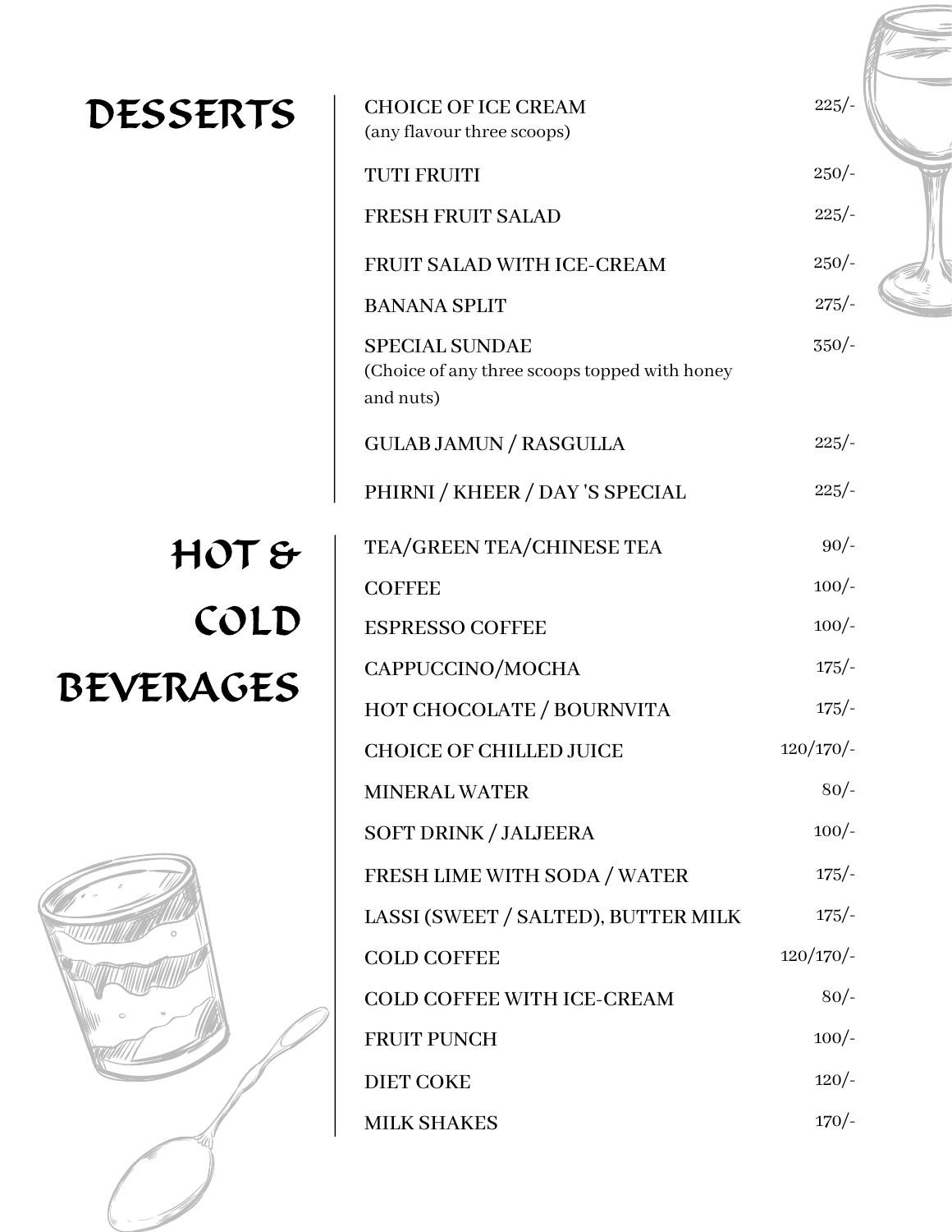# DESSERTS

| | |
|---|---|
| CHOICE OF ICE CREAM (any flavour three scoops) | 225/- |
| TUTI FRUITI | 250/- |
| FRESH FRUIT SALAD | 225/- |
| FRUIT SALAD WITH ICE-CREAM | 250/- |
| BANANA SPLIT | 275/- |
| SPECIAL SUNDAE (Choice of any three scoops topped with honey and nuts) | 350/- |
| GULAB JAMUN / RASGULLA | 225/- |
| PHIRNI / KHEER / DAY 'S SPECIAL | 225/- |

# HOT & COLD BEVERAGES

| | |
|---|---|
| TEA/GREEN TEA/CHINESE TEA | 90/- |
| COFFEE | 100/- |
| ESPRESSO COFFEE | 100/- |
| CAPPUCCINO/MOCHA | 175/- |
| HOT CHOCOLATE / BOURNVITA | 175/- |
| CHOICE OF CHILLED JUICE | 120/170/- |
| MINERAL WATER | 80/- |
| SOFT DRINK / JALJEERA | 100/- |
| FRESH LIME WITH SODA / WATER | 175/- |
| LASSI (SWEET / SALTED), BUTTER MILK | 175/- |
| COLD COFFEE | 120/170/- |
| COLD COFFEE WITH ICE-CREAM | 80/- |
| FRUIT PUNCH | 100/- |
| DIET COKE | 120/- |
| MILK SHAKES | 170/- |